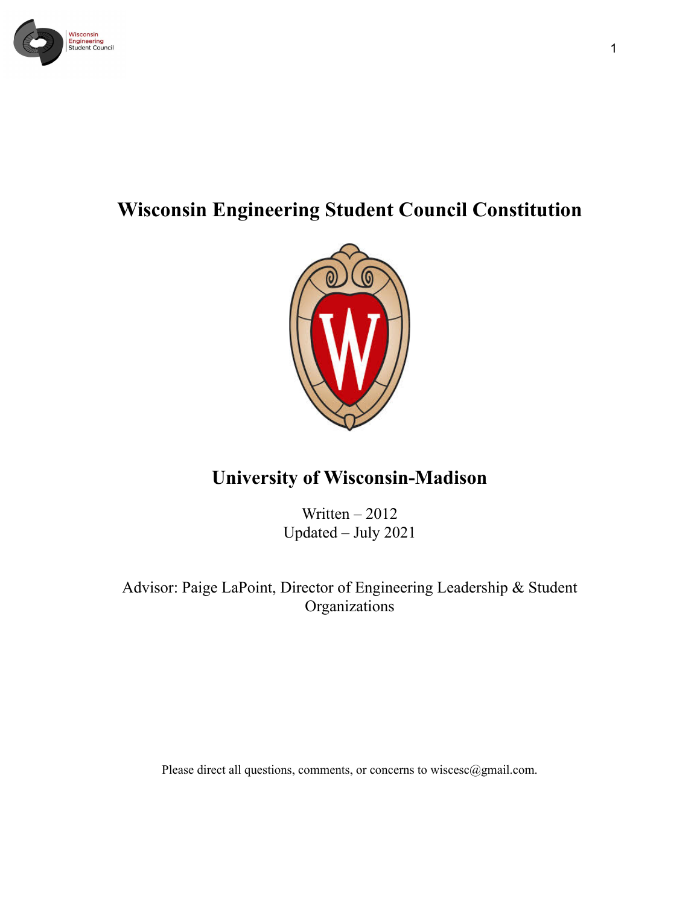# Wisconsin Engineering Student Council Constitution

## University of Wisconsin-Madison

Written – 2012
Updated – July 2021

Advisor: Paige LaPoint, Director of Engineering Leadership & Student Organizations

Please direct all questions, comments, or concerns to wiscesc@gmail.com.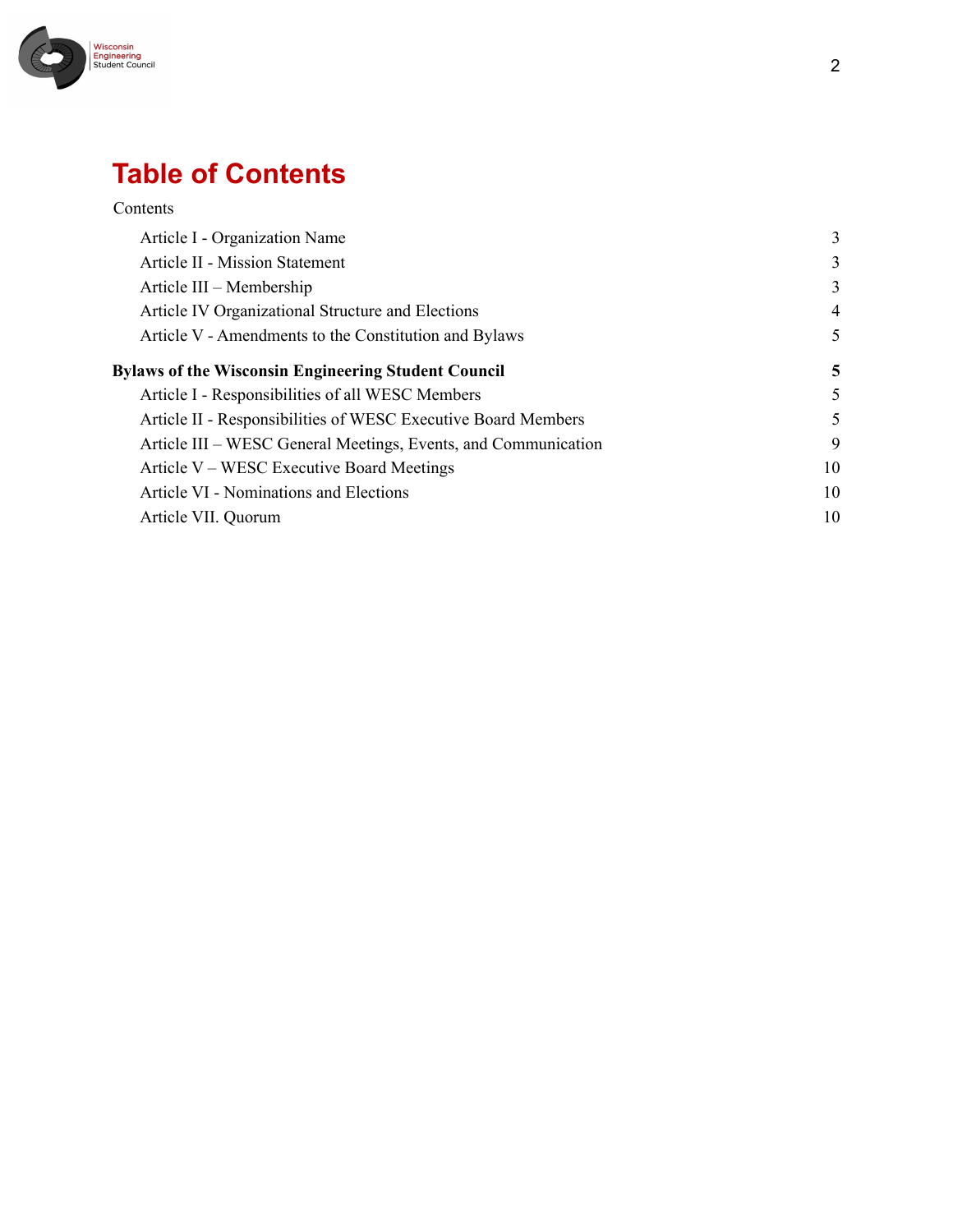# Table of Contents

Contents

| | |
|---|---|
| Article I - Organization Name | 3 |
| Article II - Mission Statement | 3 |
| Article III – Membership | 3 |
| Article IV Organizational Structure and Elections | 4 |
| Article V - Amendments to the Constitution and Bylaws | 5 |
| **Bylaws of the Wisconsin Engineering Student Council** | **5** |
| Article I - Responsibilities of all WESC Members | 5 |
| Article II - Responsibilities of WESC Executive Board Members | 5 |
| Article III – WESC General Meetings, Events, and Communication | 9 |
| Article V – WESC Executive Board Meetings | 10 |
| Article VI - Nominations and Elections | 10 |
| Article VII. Quorum | 10 |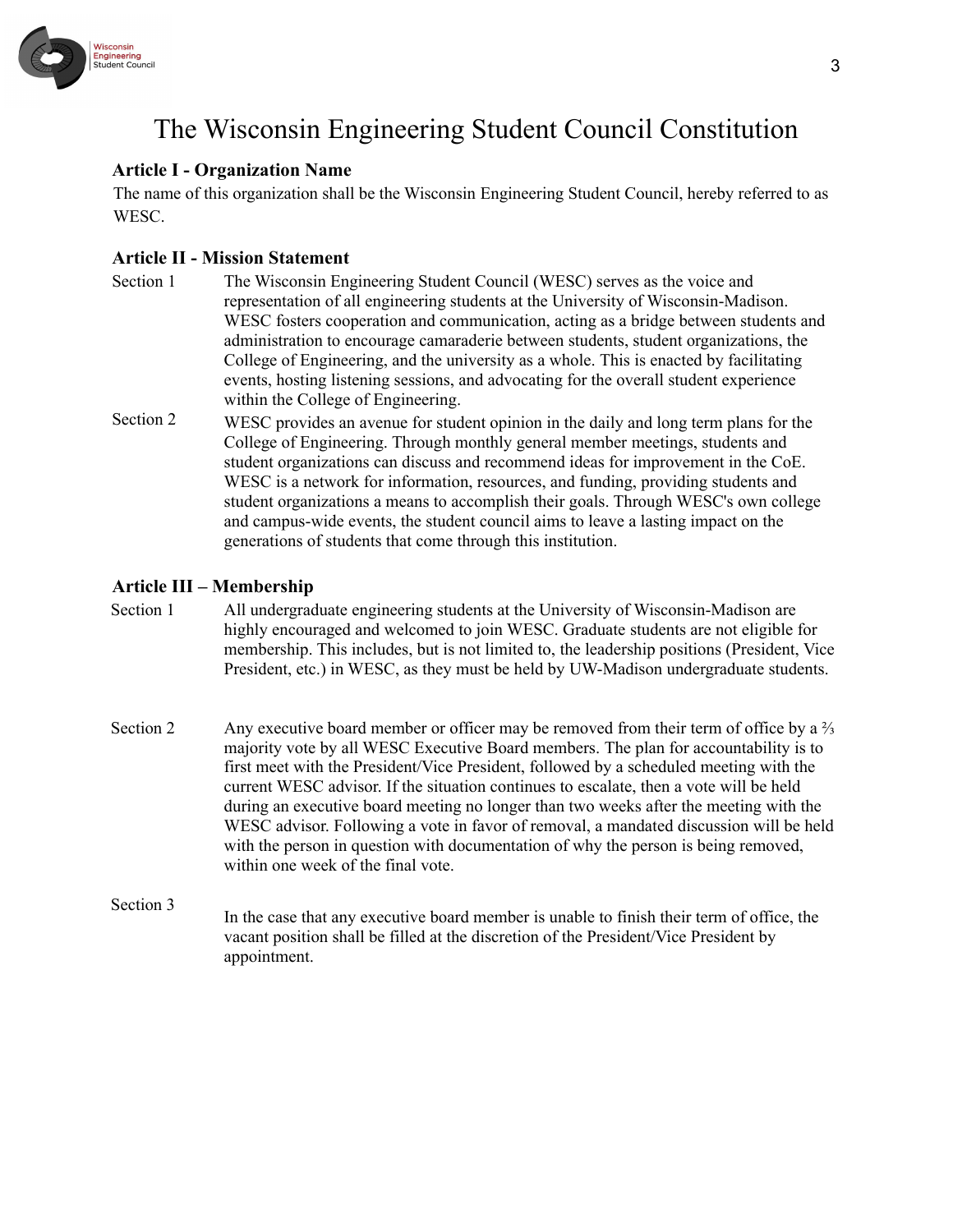# The Wisconsin Engineering Student Council Constitution

## Article I - Organization Name

The name of this organization shall be the Wisconsin Engineering Student Council, hereby referred to as WESC.

## Article II - Mission Statement

**Section 1** The Wisconsin Engineering Student Council (WESC) serves as the voice and representation of all engineering students at the University of Wisconsin-Madison. WESC fosters cooperation and communication, acting as a bridge between students and administration to encourage camaraderie between students, student organizations, the College of Engineering, and the university as a whole. This is enacted by facilitating events, hosting listening sessions, and advocating for the overall student experience within the College of Engineering.

**Section 2** WESC provides an avenue for student opinion in the daily and long term plans for the College of Engineering. Through monthly general member meetings, students and student organizations can discuss and recommend ideas for improvement in the CoE. WESC is a network for information, resources, and funding, providing students and student organizations a means to accomplish their goals. Through WESC's own college and campus-wide events, the student council aims to leave a lasting impact on the generations of students that come through this institution.

## Article III – Membership

**Section 1** All undergraduate engineering students at the University of Wisconsin-Madison are highly encouraged and welcomed to join WESC. Graduate students are not eligible for membership. This includes, but is not limited to, the leadership positions (President, Vice President, etc.) in WESC, as they must be held by UW-Madison undergraduate students.

**Section 2** Any executive board member or officer may be removed from their term of office by a ⅔ majority vote by all WESC Executive Board members. The plan for accountability is to first meet with the President/Vice President, followed by a scheduled meeting with the current WESC advisor. If the situation continues to escalate, then a vote will be held during an executive board meeting no longer than two weeks after the meeting with the WESC advisor. Following a vote in favor of removal, a mandated discussion will be held with the person in question with documentation of why the person is being removed, within one week of the final vote.

**Section 3** In the case that any executive board member is unable to finish their term of office, the vacant position shall be filled at the discretion of the President/Vice President by appointment.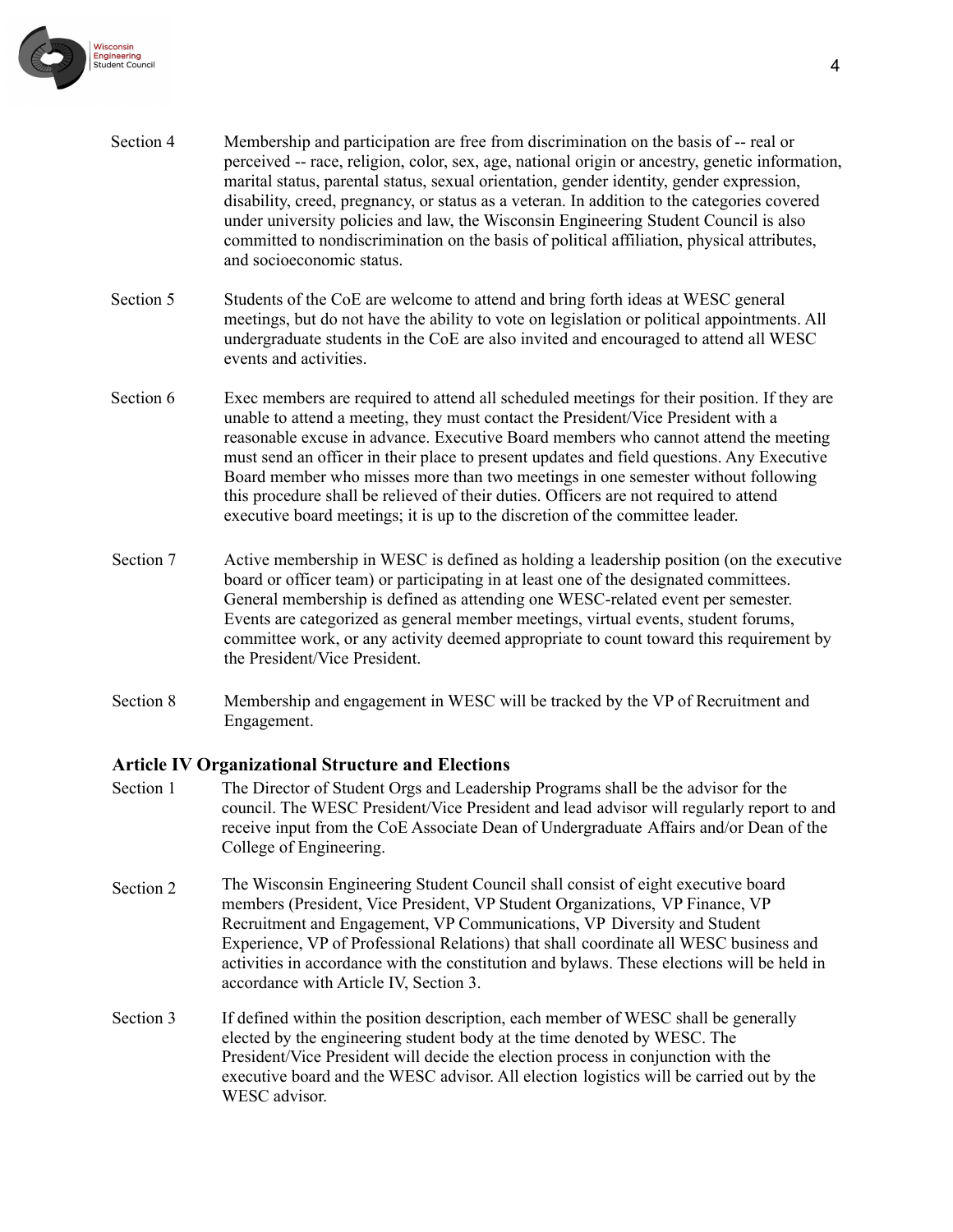Section 4 Membership and participation are free from discrimination on the basis of -- real or perceived -- race, religion, color, sex, age, national origin or ancestry, genetic information, marital status, parental status, sexual orientation, gender identity, gender expression, disability, creed, pregnancy, or status as a veteran. In addition to the categories covered under university policies and law, the Wisconsin Engineering Student Council is also committed to nondiscrimination on the basis of political affiliation, physical attributes, and socioeconomic status.

Section 5 Students of the CoE are welcome to attend and bring forth ideas at WESC general meetings, but do not have the ability to vote on legislation or political appointments. All undergraduate students in the CoE are also invited and encouraged to attend all WESC events and activities.

Section 6 Exec members are required to attend all scheduled meetings for their position. If they are unable to attend a meeting, they must contact the President/Vice President with a reasonable excuse in advance. Executive Board members who cannot attend the meeting must send an officer in their place to present updates and field questions. Any Executive Board member who misses more than two meetings in one semester without following this procedure shall be relieved of their duties. Officers are not required to attend executive board meetings; it is up to the discretion of the committee leader.

Section 7 Active membership in WESC is defined as holding a leadership position (on the executive board or officer team) or participating in at least one of the designated committees. General membership is defined as attending one WESC-related event per semester. Events are categorized as general member meetings, virtual events, student forums, committee work, or any activity deemed appropriate to count toward this requirement by the President/Vice President.

Section 8 Membership and engagement in WESC will be tracked by the VP of Recruitment and Engagement.

## Article IV Organizational Structure and Elections

Section 1 The Director of Student Orgs and Leadership Programs shall be the advisor for the council. The WESC President/Vice President and lead advisor will regularly report to and receive input from the CoE Associate Dean of Undergraduate Affairs and/or Dean of the College of Engineering.

Section 2 The Wisconsin Engineering Student Council shall consist of eight executive board members (President, Vice President, VP Student Organizations, VP Finance, VP Recruitment and Engagement, VP Communications, VP Diversity and Student Experience, VP of Professional Relations) that shall coordinate all WESC business and activities in accordance with the constitution and bylaws. These elections will be held in accordance with Article IV, Section 3.

Section 3 If defined within the position description, each member of WESC shall be generally elected by the engineering student body at the time denoted by WESC. The President/Vice President will decide the election process in conjunction with the executive board and the WESC advisor. All election logistics will be carried out by the WESC advisor.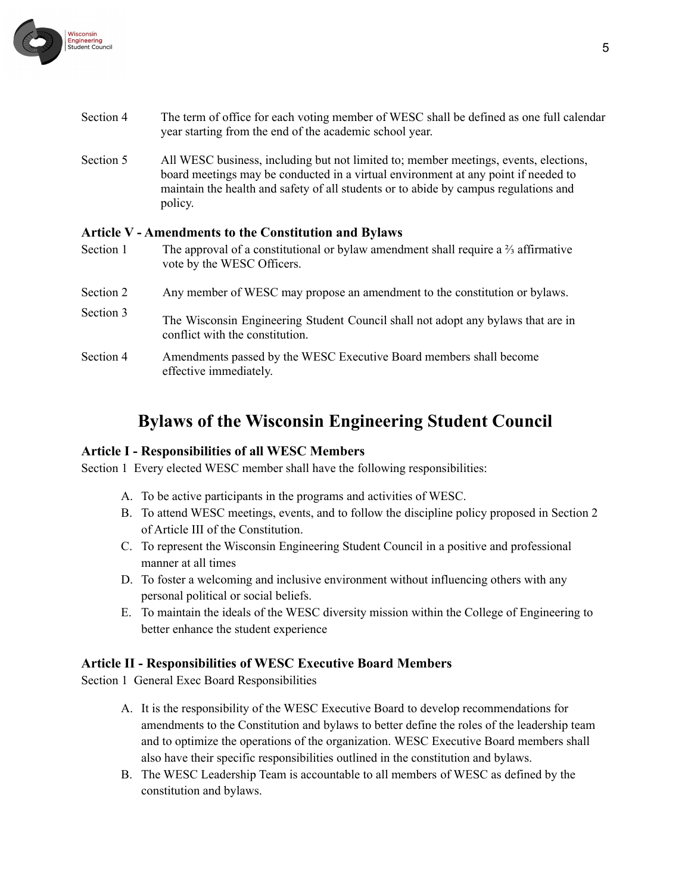Section 4 The term of office for each voting member of WESC shall be defined as one full calendar year starting from the end of the academic school year.

Section 5 All WESC business, including but not limited to; member meetings, events, elections, board meetings may be conducted in a virtual environment at any point if needed to maintain the health and safety of all students or to abide by campus regulations and policy.

### Article V - Amendments to the Constitution and Bylaws

Section 1 The approval of a constitutional or bylaw amendment shall require a ⅔ affirmative vote by the WESC Officers.

Section 2 Any member of WESC may propose an amendment to the constitution or bylaws.

Section 3 The Wisconsin Engineering Student Council shall not adopt any bylaws that are in conflict with the constitution.

Section 4 Amendments passed by the WESC Executive Board members shall become effective immediately.

## Bylaws of the Wisconsin Engineering Student Council

### Article I - Responsibilities of all WESC Members

Section 1 Every elected WESC member shall have the following responsibilities:

A. To be active participants in the programs and activities of WESC.
B. To attend WESC meetings, events, and to follow the discipline policy proposed in Section 2 of Article III of the Constitution.
C. To represent the Wisconsin Engineering Student Council in a positive and professional manner at all times
D. To foster a welcoming and inclusive environment without influencing others with any personal political or social beliefs.
E. To maintain the ideals of the WESC diversity mission within the College of Engineering to better enhance the student experience

### Article II - Responsibilities of WESC Executive Board Members

Section 1 General Exec Board Responsibilities

A. It is the responsibility of the WESC Executive Board to develop recommendations for amendments to the Constitution and bylaws to better define the roles of the leadership team and to optimize the operations of the organization. WESC Executive Board members shall also have their specific responsibilities outlined in the constitution and bylaws.
B. The WESC Leadership Team is accountable to all members of WESC as defined by the constitution and bylaws.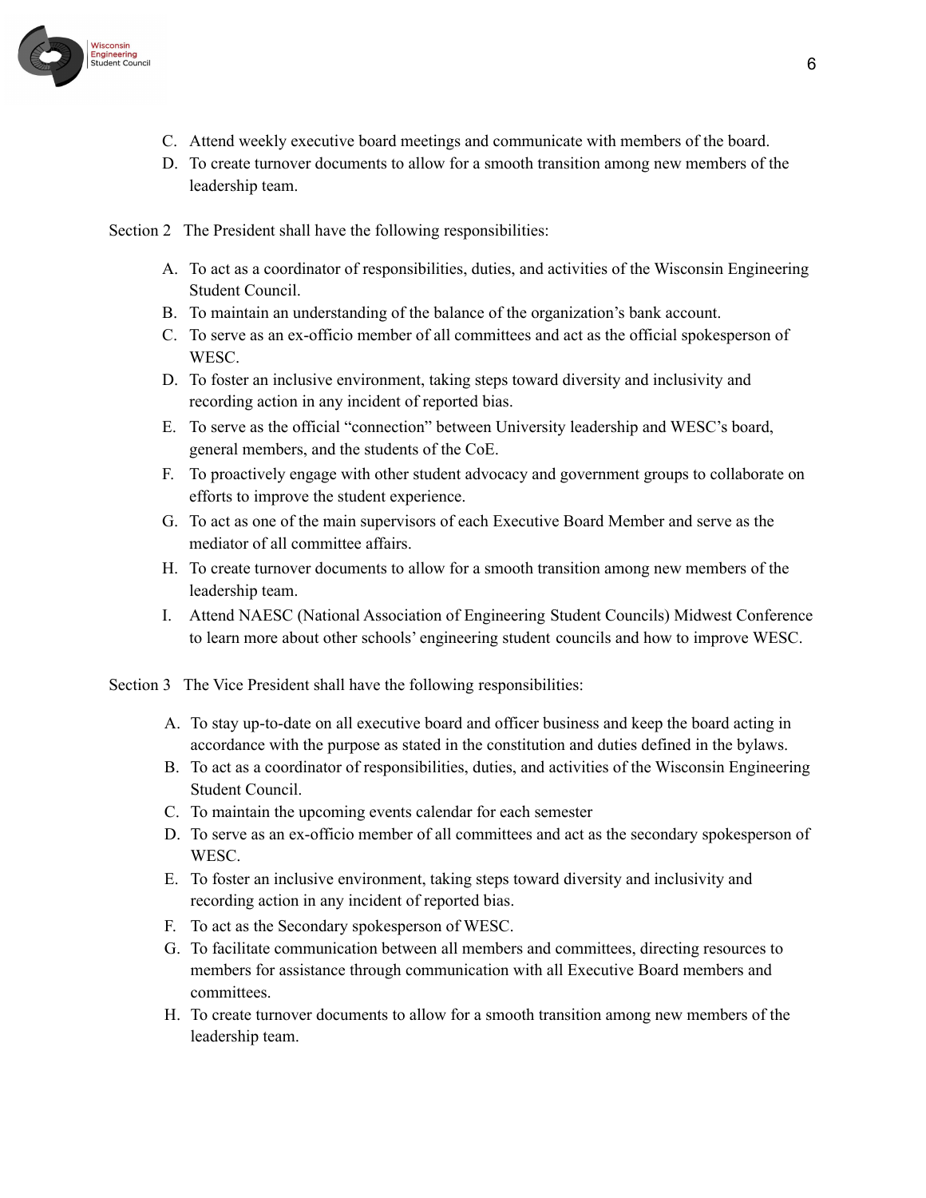C. Attend weekly executive board meetings and communicate with members of the board.
D. To create turnover documents to allow for a smooth transition among new members of the leadership team.

Section 2 The President shall have the following responsibilities:

A. To act as a coordinator of responsibilities, duties, and activities of the Wisconsin Engineering Student Council.
B. To maintain an understanding of the balance of the organization's bank account.
C. To serve as an ex-officio member of all committees and act as the official spokesperson of WESC.
D. To foster an inclusive environment, taking steps toward diversity and inclusivity and recording action in any incident of reported bias.
E. To serve as the official "connection" between University leadership and WESC's board, general members, and the students of the CoE.
F. To proactively engage with other student advocacy and government groups to collaborate on efforts to improve the student experience.
G. To act as one of the main supervisors of each Executive Board Member and serve as the mediator of all committee affairs.
H. To create turnover documents to allow for a smooth transition among new members of the leadership team.
I. Attend NAESC (National Association of Engineering Student Councils) Midwest Conference to learn more about other schools' engineering student councils and how to improve WESC.

Section 3 The Vice President shall have the following responsibilities:

A. To stay up-to-date on all executive board and officer business and keep the board acting in accordance with the purpose as stated in the constitution and duties defined in the bylaws.
B. To act as a coordinator of responsibilities, duties, and activities of the Wisconsin Engineering Student Council.
C. To maintain the upcoming events calendar for each semester
D. To serve as an ex-officio member of all committees and act as the secondary spokesperson of WESC.
E. To foster an inclusive environment, taking steps toward diversity and inclusivity and recording action in any incident of reported bias.
F. To act as the Secondary spokesperson of WESC.
G. To facilitate communication between all members and committees, directing resources to members for assistance through communication with all Executive Board members and committees.
H. To create turnover documents to allow for a smooth transition among new members of the leadership team.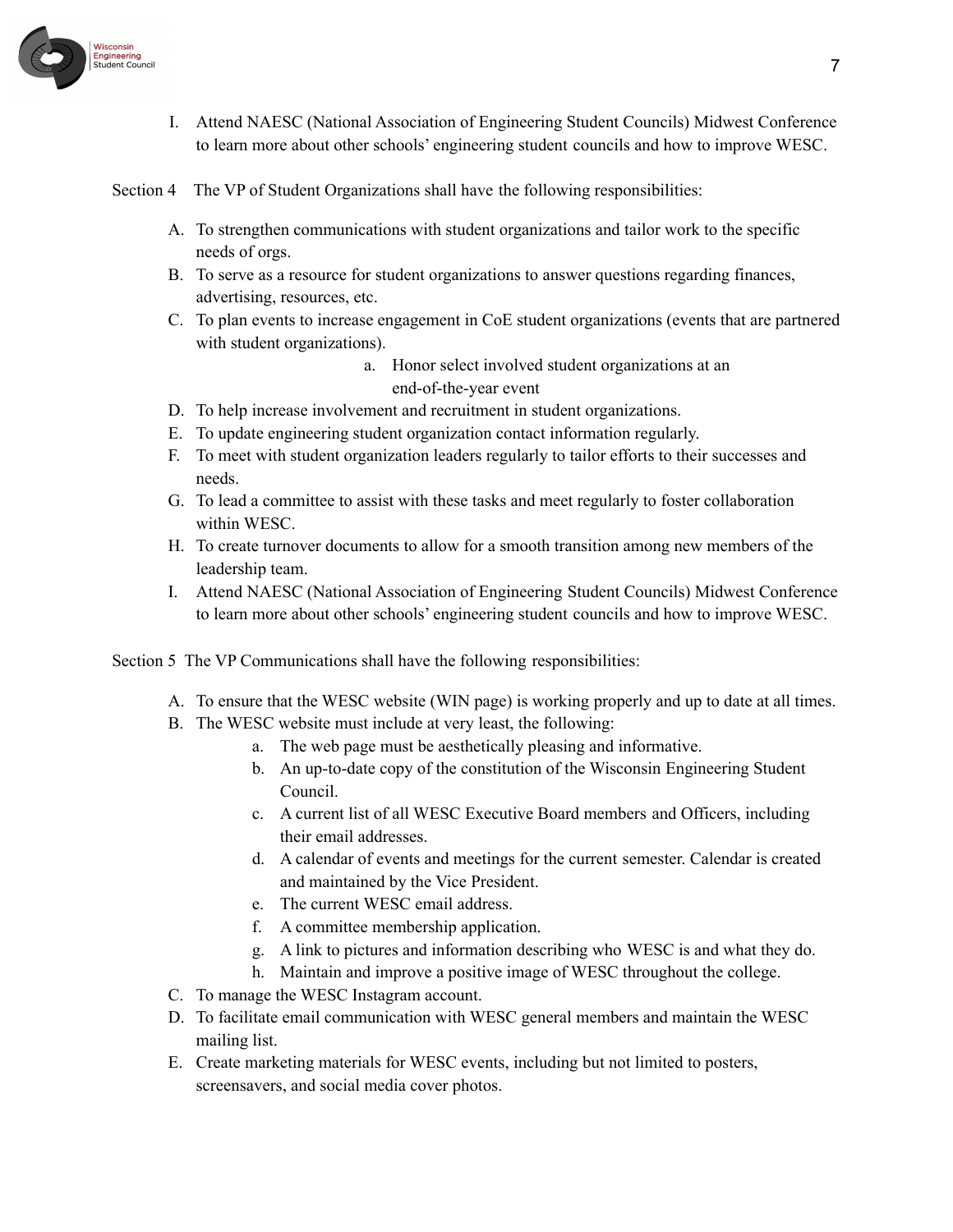I. Attend NAESC (National Association of Engineering Student Councils) Midwest Conference to learn more about other schools' engineering student councils and how to improve WESC.

Section 4 The VP of Student Organizations shall have the following responsibilities:

A. To strengthen communications with student organizations and tailor work to the specific needs of orgs.
B. To serve as a resource for student organizations to answer questions regarding finances, advertising, resources, etc.
C. To plan events to increase engagement in CoE student organizations (events that are partnered with student organizations).
   a. Honor select involved student organizations at an end-of-the-year event
D. To help increase involvement and recruitment in student organizations.
E. To update engineering student organization contact information regularly.
F. To meet with student organization leaders regularly to tailor efforts to their successes and needs.
G. To lead a committee to assist with these tasks and meet regularly to foster collaboration within WESC.
H. To create turnover documents to allow for a smooth transition among new members of the leadership team.
I. Attend NAESC (National Association of Engineering Student Councils) Midwest Conference to learn more about other schools' engineering student councils and how to improve WESC.

Section 5 The VP Communications shall have the following responsibilities:

A. To ensure that the WESC website (WIN page) is working properly and up to date at all times.
B. The WESC website must include at very least, the following:
   a. The web page must be aesthetically pleasing and informative.
   b. An up-to-date copy of the constitution of the Wisconsin Engineering Student Council.
   c. A current list of all WESC Executive Board members and Officers, including their email addresses.
   d. A calendar of events and meetings for the current semester. Calendar is created and maintained by the Vice President.
   e. The current WESC email address.
   f. A committee membership application.
   g. A link to pictures and information describing who WESC is and what they do.
   h. Maintain and improve a positive image of WESC throughout the college.
C. To manage the WESC Instagram account.
D. To facilitate email communication with WESC general members and maintain the WESC mailing list.
E. Create marketing materials for WESC events, including but not limited to posters, screensavers, and social media cover photos.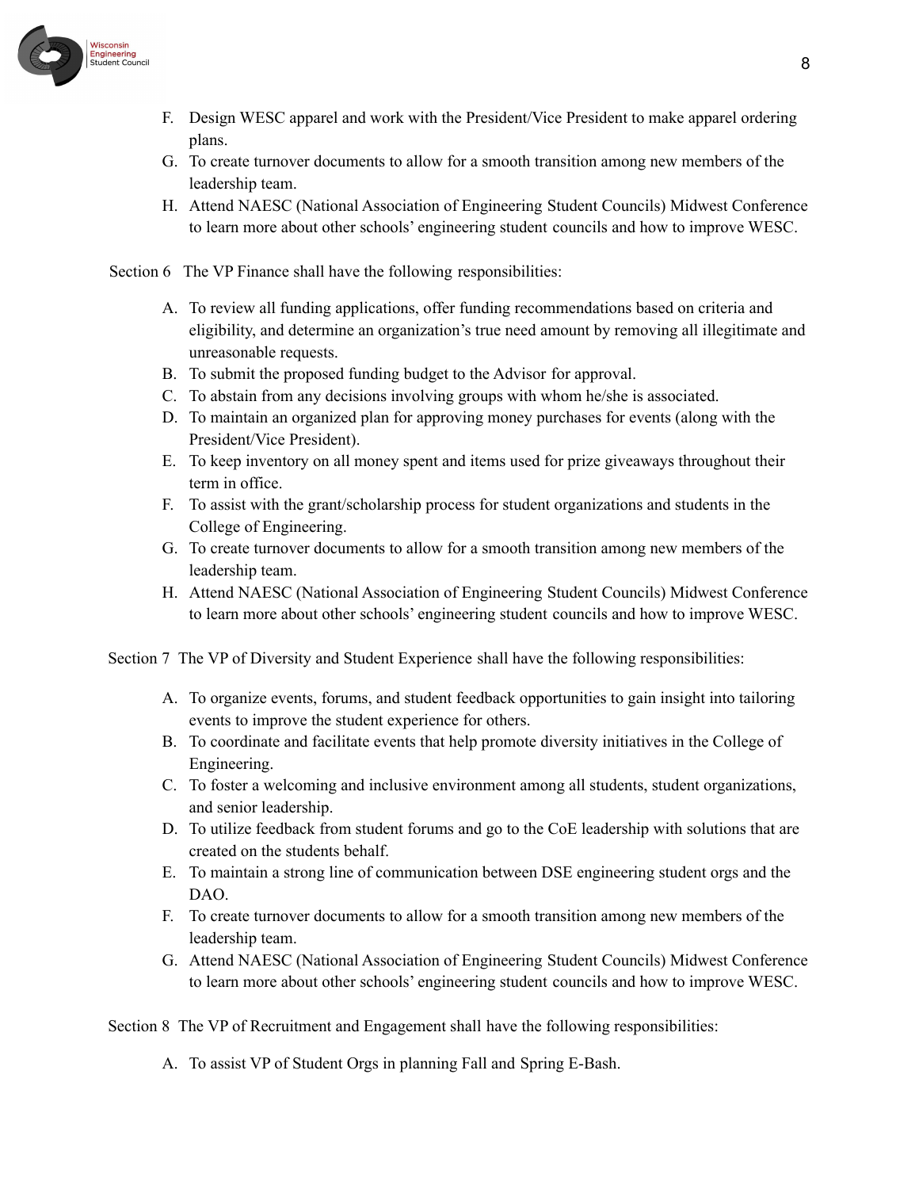F. Design WESC apparel and work with the President/Vice President to make apparel ordering plans.
G. To create turnover documents to allow for a smooth transition among new members of the leadership team.
H. Attend NAESC (National Association of Engineering Student Councils) Midwest Conference to learn more about other schools' engineering student councils and how to improve WESC.

Section 6 The VP Finance shall have the following responsibilities:

A. To review all funding applications, offer funding recommendations based on criteria and eligibility, and determine an organization's true need amount by removing all illegitimate and unreasonable requests.
B. To submit the proposed funding budget to the Advisor for approval.
C. To abstain from any decisions involving groups with whom he/she is associated.
D. To maintain an organized plan for approving money purchases for events (along with the President/Vice President).
E. To keep inventory on all money spent and items used for prize giveaways throughout their term in office.
F. To assist with the grant/scholarship process for student organizations and students in the College of Engineering.
G. To create turnover documents to allow for a smooth transition among new members of the leadership team.
H. Attend NAESC (National Association of Engineering Student Councils) Midwest Conference to learn more about other schools' engineering student councils and how to improve WESC.

Section 7 The VP of Diversity and Student Experience shall have the following responsibilities:

A. To organize events, forums, and student feedback opportunities to gain insight into tailoring events to improve the student experience for others.
B. To coordinate and facilitate events that help promote diversity initiatives in the College of Engineering.
C. To foster a welcoming and inclusive environment among all students, student organizations, and senior leadership.
D. To utilize feedback from student forums and go to the CoE leadership with solutions that are created on the students behalf.
E. To maintain a strong line of communication between DSE engineering student orgs and the DAO.
F. To create turnover documents to allow for a smooth transition among new members of the leadership team.
G. Attend NAESC (National Association of Engineering Student Councils) Midwest Conference to learn more about other schools' engineering student councils and how to improve WESC.

Section 8 The VP of Recruitment and Engagement shall have the following responsibilities:

A. To assist VP of Student Orgs in planning Fall and Spring E-Bash.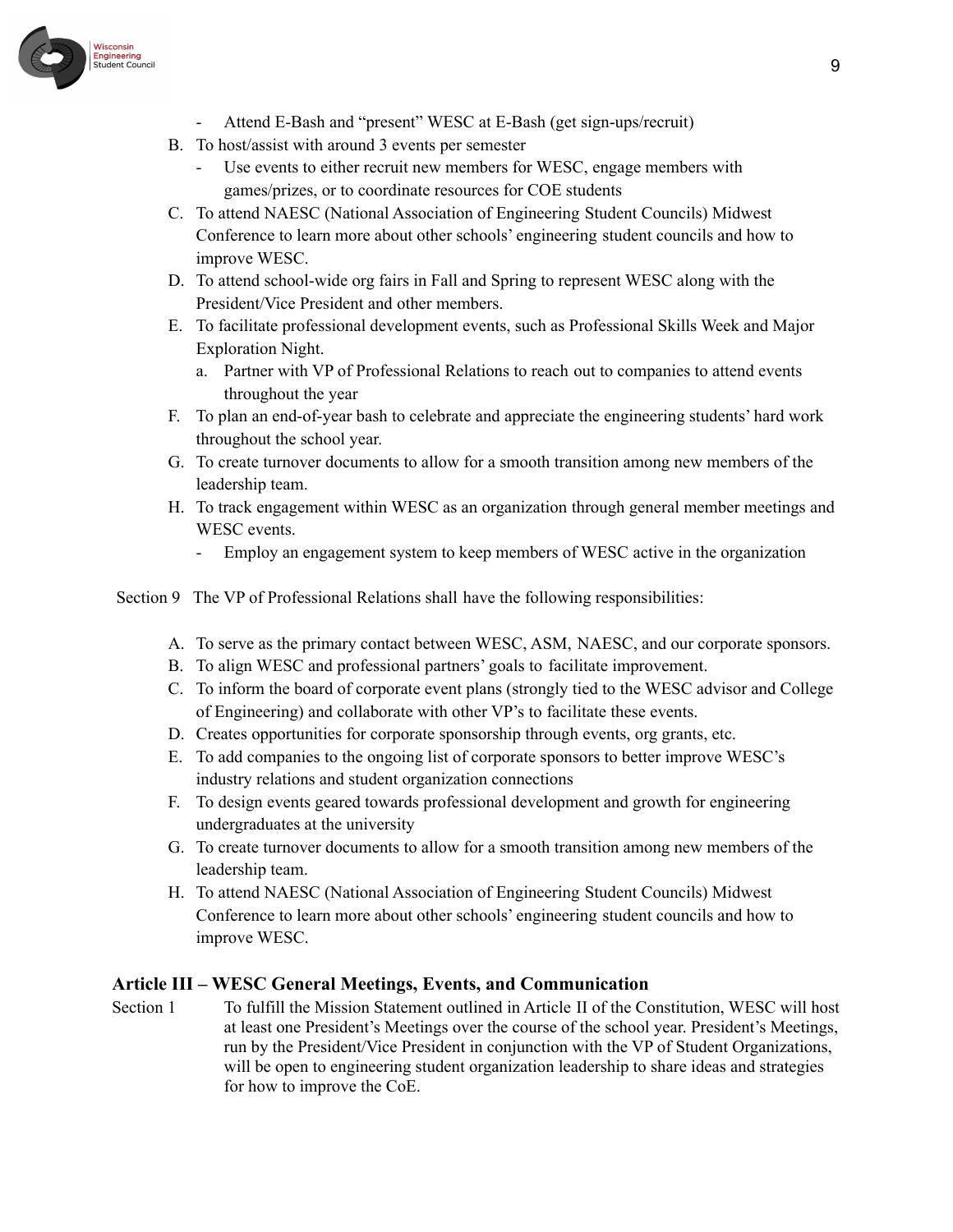- Attend E-Bash and "present" WESC at E-Bash (get sign-ups/recruit)

B. To host/assist with around 3 events per semester
   - Use events to either recruit new members for WESC, engage members with games/prizes, or to coordinate resources for COE students

C. To attend NAESC (National Association of Engineering Student Councils) Midwest Conference to learn more about other schools' engineering student councils and how to improve WESC.

D. To attend school-wide org fairs in Fall and Spring to represent WESC along with the President/Vice President and other members.

E. To facilitate professional development events, such as Professional Skills Week and Major Exploration Night.
   a. Partner with VP of Professional Relations to reach out to companies to attend events throughout the year

F. To plan an end-of-year bash to celebrate and appreciate the engineering students' hard work throughout the school year.

G. To create turnover documents to allow for a smooth transition among new members of the leadership team.

H. To track engagement within WESC as an organization through general member meetings and WESC events.
   - Employ an engagement system to keep members of WESC active in the organization

Section 9 The VP of Professional Relations shall have the following responsibilities:

A. To serve as the primary contact between WESC, ASM, NAESC, and our corporate sponsors.

B. To align WESC and professional partners' goals to facilitate improvement.

C. To inform the board of corporate event plans (strongly tied to the WESC advisor and College of Engineering) and collaborate with other VP's to facilitate these events.

D. Creates opportunities for corporate sponsorship through events, org grants, etc.

E. To add companies to the ongoing list of corporate sponsors to better improve WESC's industry relations and student organization connections

F. To design events geared towards professional development and growth for engineering undergraduates at the university

G. To create turnover documents to allow for a smooth transition among new members of the leadership team.

H. To attend NAESC (National Association of Engineering Student Councils) Midwest Conference to learn more about other schools' engineering student councils and how to improve WESC.

## Article III – WESC General Meetings, Events, and Communication

Section 1 To fulfill the Mission Statement outlined in Article II of the Constitution, WESC will host at least one President's Meetings over the course of the school year. President's Meetings, run by the President/Vice President in conjunction with the VP of Student Organizations, will be open to engineering student organization leadership to share ideas and strategies for how to improve the CoE.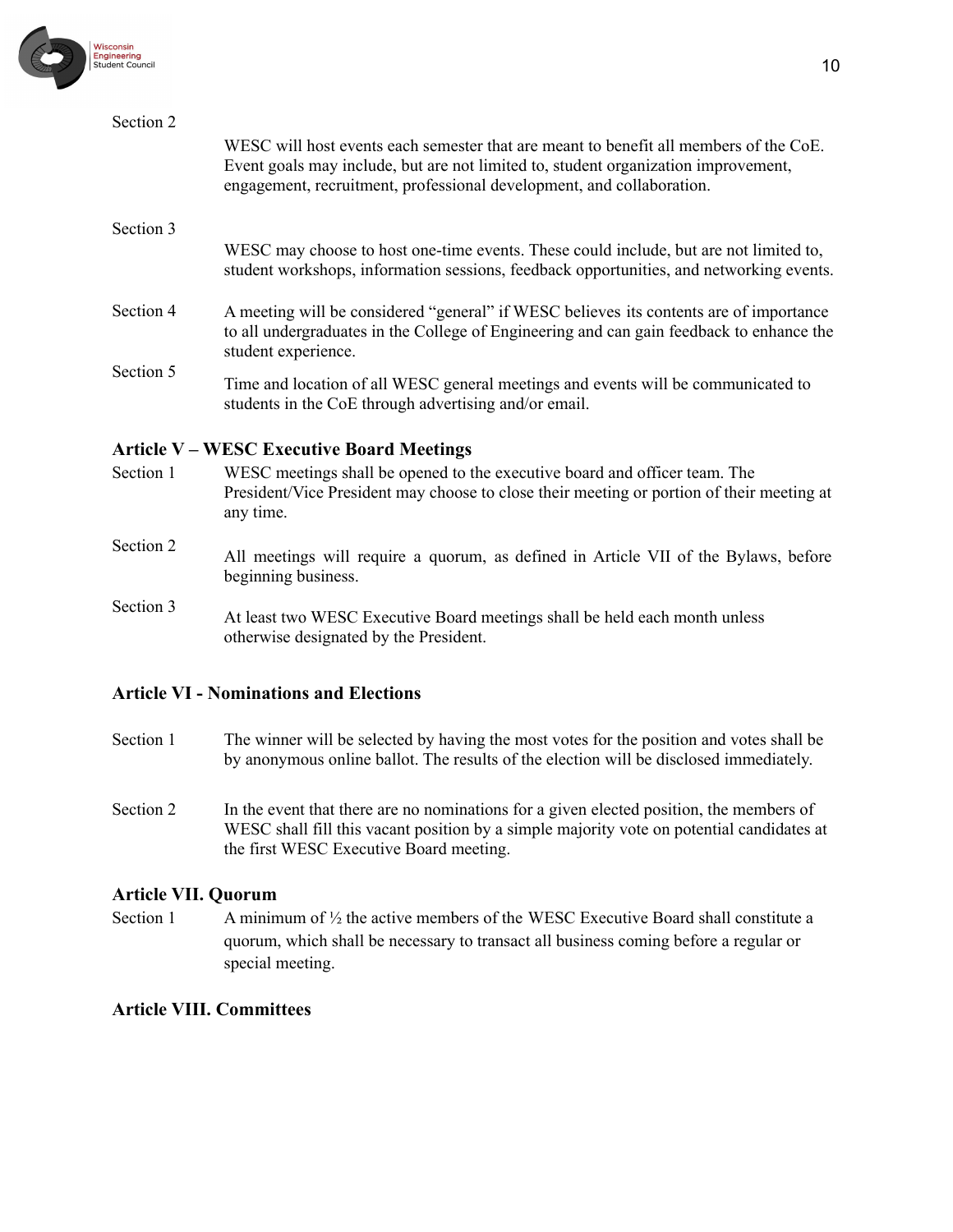Section 2

WESC will host events each semester that are meant to benefit all members of the CoE. Event goals may include, but are not limited to, student organization improvement, engagement, recruitment, professional development, and collaboration.

Section 3

WESC may choose to host one-time events. These could include, but are not limited to, student workshops, information sessions, feedback opportunities, and networking events.

Section 4

A meeting will be considered "general" if WESC believes its contents are of importance to all undergraduates in the College of Engineering and can gain feedback to enhance the student experience.

Section 5

Time and location of all WESC general meetings and events will be communicated to students in the CoE through advertising and/or email.

## Article V – WESC Executive Board Meetings

Section 1

WESC meetings shall be opened to the executive board and officer team. The President/Vice President may choose to close their meeting or portion of their meeting at any time.

Section 2

All meetings will require a quorum, as defined in Article VII of the Bylaws, before beginning business.

Section 3

At least two WESC Executive Board meetings shall be held each month unless otherwise designated by the President.

## Article VI - Nominations and Elections

Section 1

The winner will be selected by having the most votes for the position and votes shall be by anonymous online ballot. The results of the election will be disclosed immediately.

Section 2

In the event that there are no nominations for a given elected position, the members of WESC shall fill this vacant position by a simple majority vote on potential candidates at the first WESC Executive Board meeting.

## Article VII. Quorum

Section 1

A minimum of ½ the active members of the WESC Executive Board shall constitute a quorum, which shall be necessary to transact all business coming before a regular or special meeting.

## Article VIII. Committees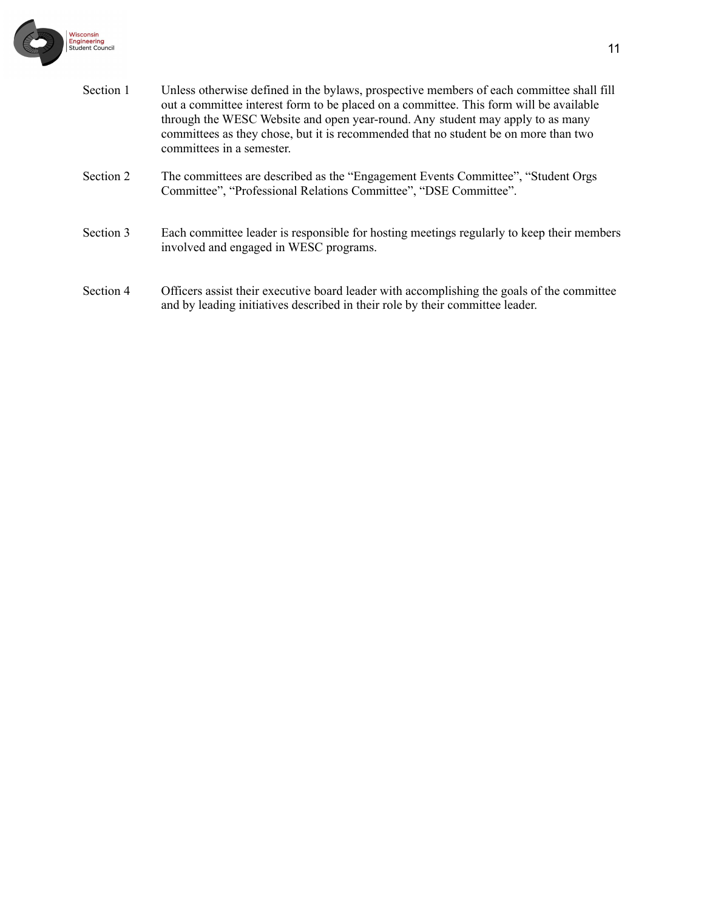Section 1 Unless otherwise defined in the bylaws, prospective members of each committee shall fill out a committee interest form to be placed on a committee. This form will be available through the WESC Website and open year-round. Any student may apply to as many committees as they chose, but it is recommended that no student be on more than two committees in a semester.

Section 2 The committees are described as the "Engagement Events Committee", "Student Orgs Committee", "Professional Relations Committee", "DSE Committee".

Section 3 Each committee leader is responsible for hosting meetings regularly to keep their members involved and engaged in WESC programs.

Section 4 Officers assist their executive board leader with accomplishing the goals of the committee and by leading initiatives described in their role by their committee leader.